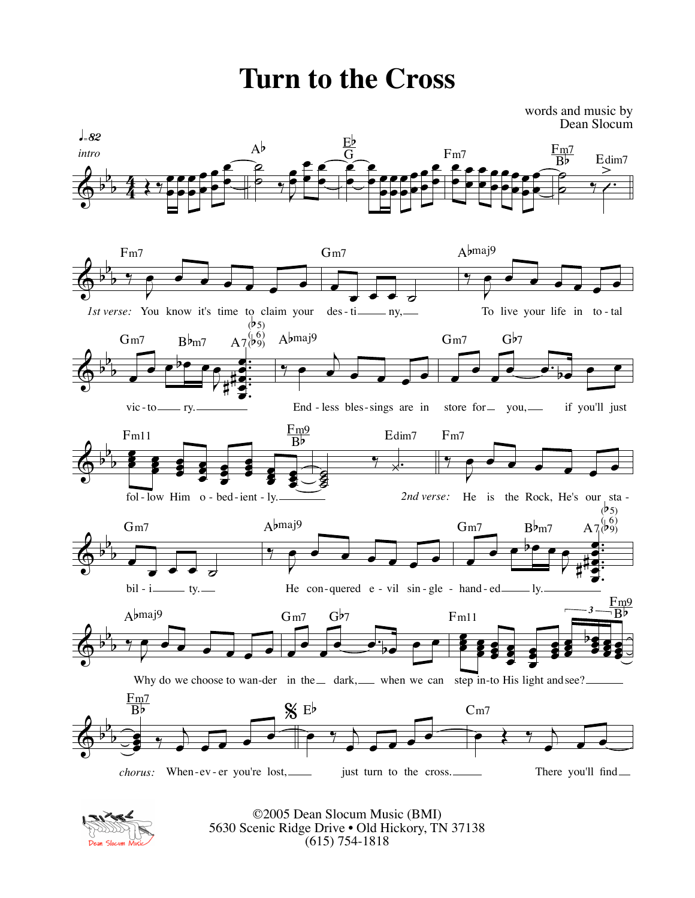# Turn to the Cross

words and music by
Dean Slocum

♩=82

*intro*

Ab — Eb/G — Fm7 — Fm7/Bb — Edim7

Fm7 — Gm7 — Abmaj9

*1st verse:* You know it's time to claim your des - ti - ny, To live your life in to - tal

Gm7 — Bbm7 — A7(b5, b6, b9) — Abmaj9 — Gm7 — Gb7

vic - to - ry. End - less bles - sings are in store for you, if you'll just

Fm11 — Fm9/Bb — Edim7 — Fm7

fol - low Him o - bed - ient - ly. *2nd verse:* He is the Rock, He's our sta -

Gm7 — Abmaj9 — Gm7 — Bbm7 — A7(b5, b6, b9)

bil - i - ty. He con - quered e - vil sin - gle - hand - ed - ly.

Abmaj9 — Gm7 — Gb7 — Fm11 — Fm9/Bb

Why do we choose to wan - der in the dark, when we can step in - to His light and see?

Fm7/Bb — Eb — Cm7

*chorus:* When - ev - er you're lost, just turn to the cross. There you'll find

©2005 Dean Slocum Music (BMI)
5630 Scenic Ridge Drive • Old Hickory, TN 37138
(615) 754-1818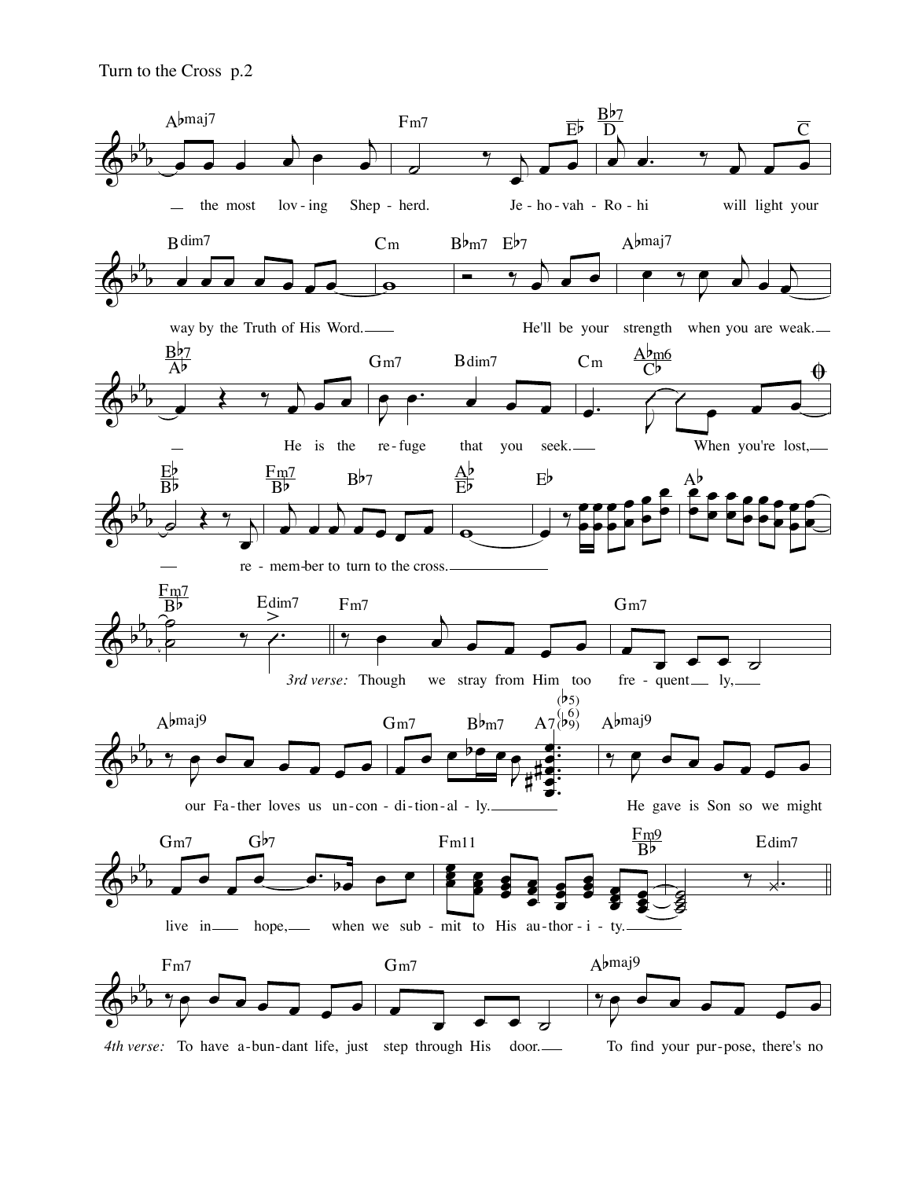Abmaj7 Fm7 Eb Bb7/D C

the most lov-ing Shep-herd. Je-ho-vah-Ro-hi will light your

Bdim7 Cm Bbm7 Eb7 Abmaj7

way by the Truth of His Word. He'll be your strength when you are weak.

Bb7/Ab Gm7 Bdim7 Cm Abm6/Cb

He is the re-fuge that you seek. When you're lost,

Eb/Bb Fm7/Bb Bb7 Ab/Eb Eb Ab

re-mem-ber to turn to the cross.

Fm7/Bb Edim7 Fm7 Gm7

*3rd verse:* Though we stray from Him too fre-quent ly,

Abmaj9 Gm7 Bbm7 A7(b5)(b6)(b9) Abmaj9

our Fa-ther loves us un-con-di-tion-al-ly. He gave is Son so we might

Gm7 Gb7 Fm11 Fm9/Bb Edim7

live in hope, when we sub-mit to His au-thor-i-ty.

Fm7 Gm7 Abmaj9

*4th verse:* To have a-bun-dant life, just step through His door. To find your pur-pose, there's no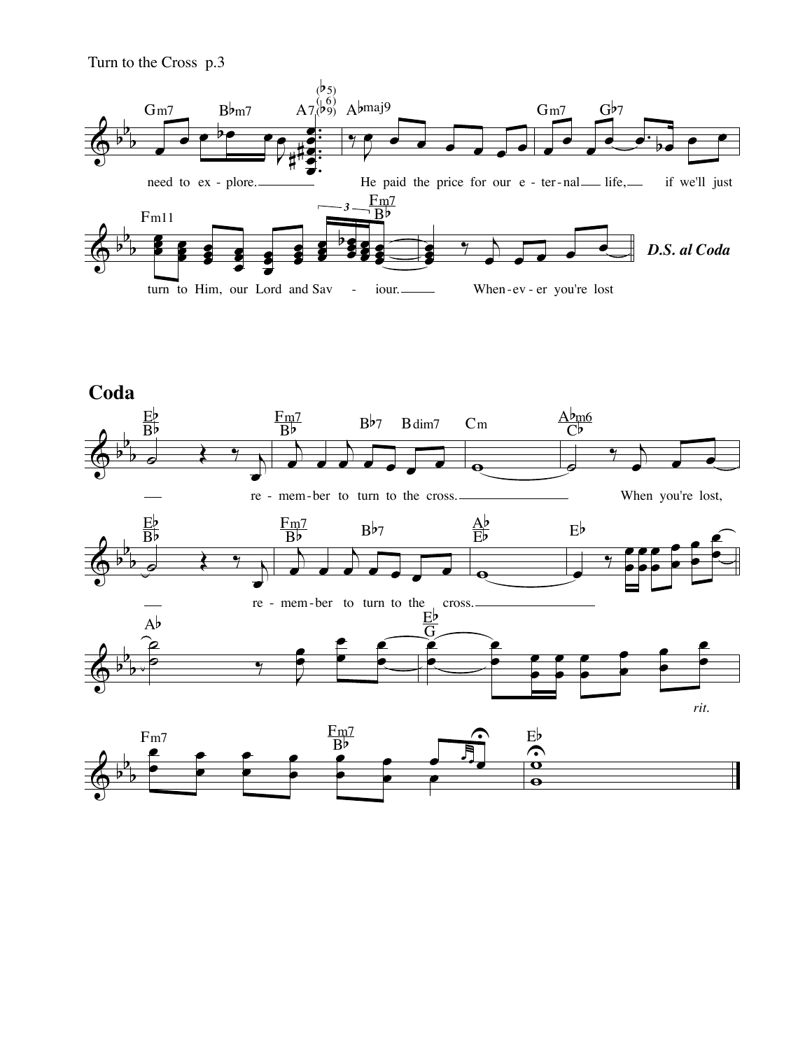## Coda

*D.S. al Coda*

*rit.*